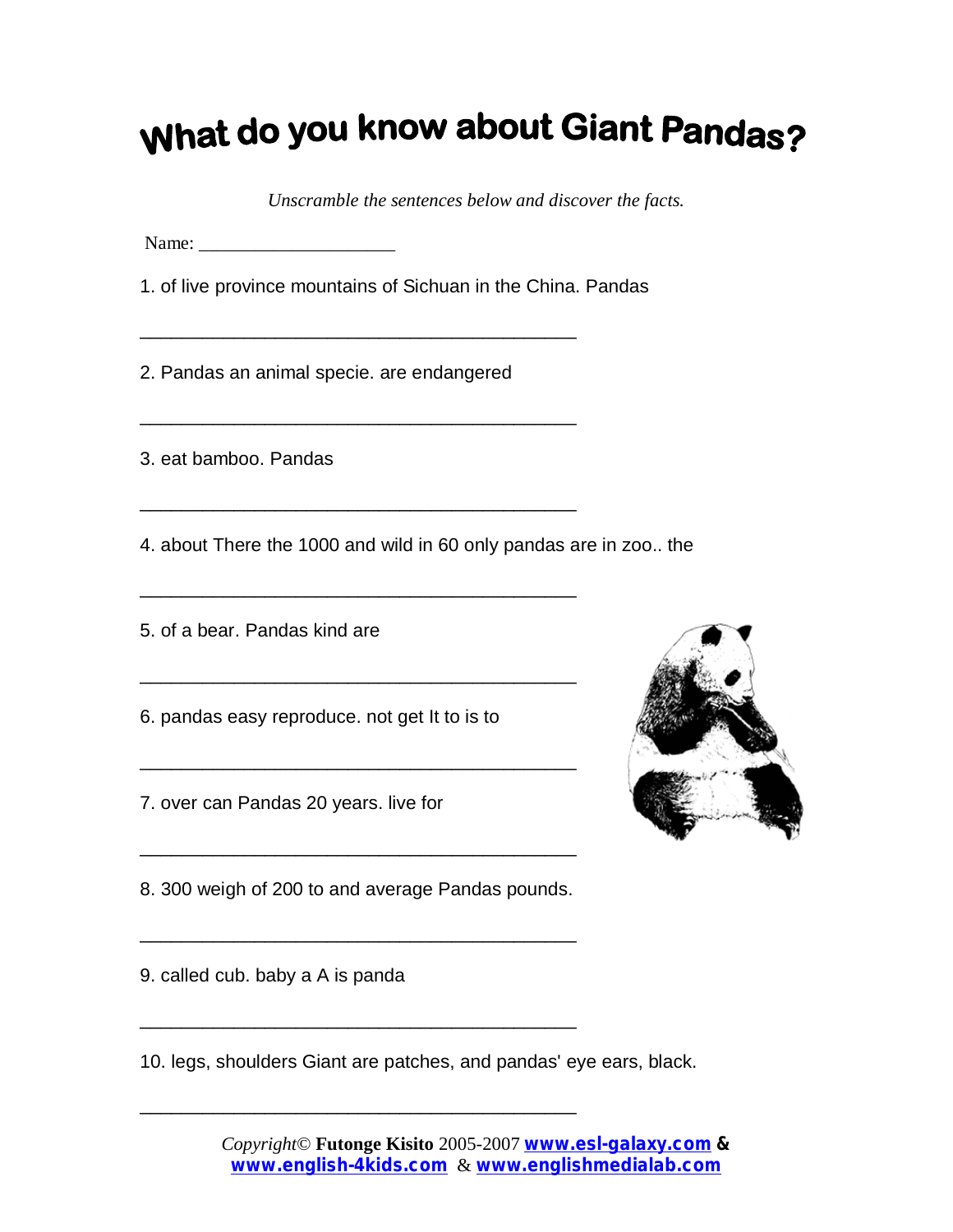# What do you know about Giant Pandas?

*Unscramble the sentences below and discover the facts.*

Name: ____________________

1. of live province mountains of Sichuan in the China. Pandas

_____________________________________________

2. Pandas an animal specie. are endangered

_____________________________________________

3. eat bamboo. Pandas

_____________________________________________

4. about There the 1000 and wild in 60 only pandas are in zoo.. the

_____________________________________________

5. of a bear. Pandas kind are

_____________________________________________

6. pandas easy reproduce. not get It to is to

_____________________________________________

7. over can Pandas 20 years. live for

_____________________________________________

8. 300 weigh of 200 to and average Pandas pounds.

_____________________________________________

9. called cub. baby a A is panda

_____________________________________________

10. legs, shoulders Giant are patches, and pandas' eye ears, black.

_____________________________________________

*Copyright©* **Futonge Kisito** 2005-2007 **www.esl-galaxy.com** **&** **www.english-4kids.com** & **www.englishmedialab.com**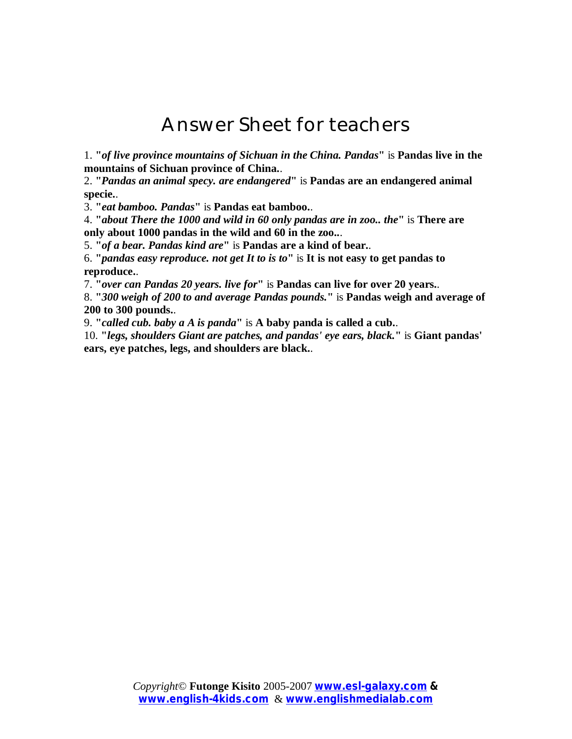# Answer Sheet for teachers

1. **"*of live province mountains of Sichuan in the China. Pandas*"** is **Pandas live in the mountains of Sichuan province of China.**.

2. **"*Pandas an animal specy. are endangered*"** is **Pandas are an endangered animal specie.**.

3. **"*eat bamboo. Pandas*"** is **Pandas eat bamboo.**.

4. **"*about There the 1000 and wild in 60 only pandas are in zoo.. the*"** is **There are only about 1000 pandas in the wild and 60 in the zoo..**.

5. **"*of a bear. Pandas kind are*"** is **Pandas are a kind of bear.**.

6. **"*pandas easy reproduce. not get It to is to*"** is **It is not easy to get pandas to reproduce.**.

7. **"*over can Pandas 20 years. live for*"** is **Pandas can live for over 20 years.**.

8. **"*300 weigh of 200 to and average Pandas pounds.*"** is **Pandas weigh and average of 200 to 300 pounds.**.

9. **"*called cub. baby a A is panda*"** is **A baby panda is called a cub.**.

10. **"*legs, shoulders Giant are patches, and pandas' eye ears, black.*"** is **Giant pandas' ears, eye patches, legs, and shoulders are black.**.

*Copyright©* **Futonge Kisito** 2005-2007 **www.esl-galaxy.com &** **www.english-4kids.com** & **www.englishmedialab.com**